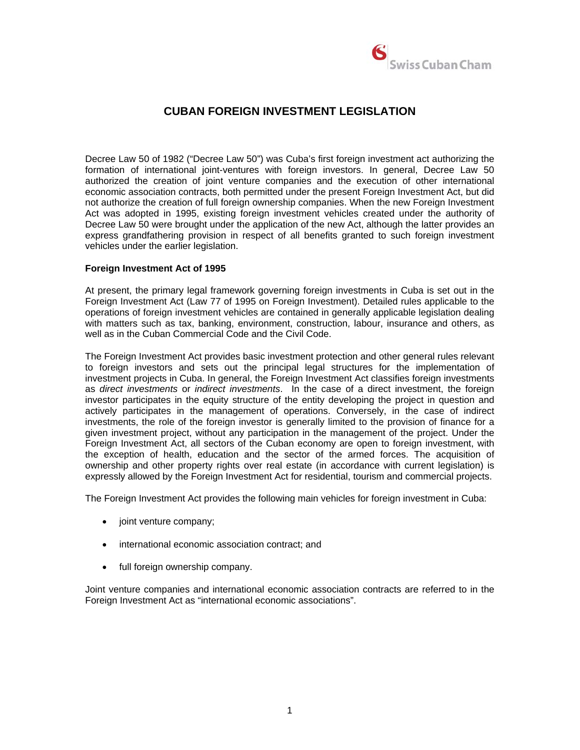# CUBAN FOREIGN INVESTMENT LEGISLATION

Decree Law 50 of 1982 ("Decree Law 50") was Cuba's first foreign investment act authorizing the formation of international joint-ventures with foreign investors. In general, Decree Law 50 authorized the creation of joint venture companies and the execution of other international economic association contracts, both permitted under the present Foreign Investment Act, but did not authorize the creation of full foreign ownership companies. When the new Foreign Investment Act was adopted in 1995, existing foreign investment vehicles created under the authority of Decree Law 50 were brought under the application of the new Act, although the latter provides an express grandfathering provision in respect of all benefits granted to such foreign investment vehicles under the earlier legislation.

**Foreign Investment Act of 1995**

At present, the primary legal framework governing foreign investments in Cuba is set out in the Foreign Investment Act (Law 77 of 1995 on Foreign Investment). Detailed rules applicable to the operations of foreign investment vehicles are contained in generally applicable legislation dealing with matters such as tax, banking, environment, construction, labour, insurance and others, as well as in the Cuban Commercial Code and the Civil Code.

The Foreign Investment Act provides basic investment protection and other general rules relevant to foreign investors and sets out the principal legal structures for the implementation of investment projects in Cuba. In general, the Foreign Investment Act classifies foreign investments as *direct investments* or *indirect investments*. In the case of a direct investment, the foreign investor participates in the equity structure of the entity developing the project in question and actively participates in the management of operations. Conversely, in the case of indirect investments, the role of the foreign investor is generally limited to the provision of finance for a given investment project, without any participation in the management of the project. Under the Foreign Investment Act, all sectors of the Cuban economy are open to foreign investment, with the exception of health, education and the sector of the armed forces. The acquisition of ownership and other property rights over real estate (in accordance with current legislation) is expressly allowed by the Foreign Investment Act for residential, tourism and commercial projects.

The Foreign Investment Act provides the following main vehicles for foreign investment in Cuba:

- joint venture company;
- international economic association contract; and
- full foreign ownership company.

Joint venture companies and international economic association contracts are referred to in the Foreign Investment Act as "international economic associations".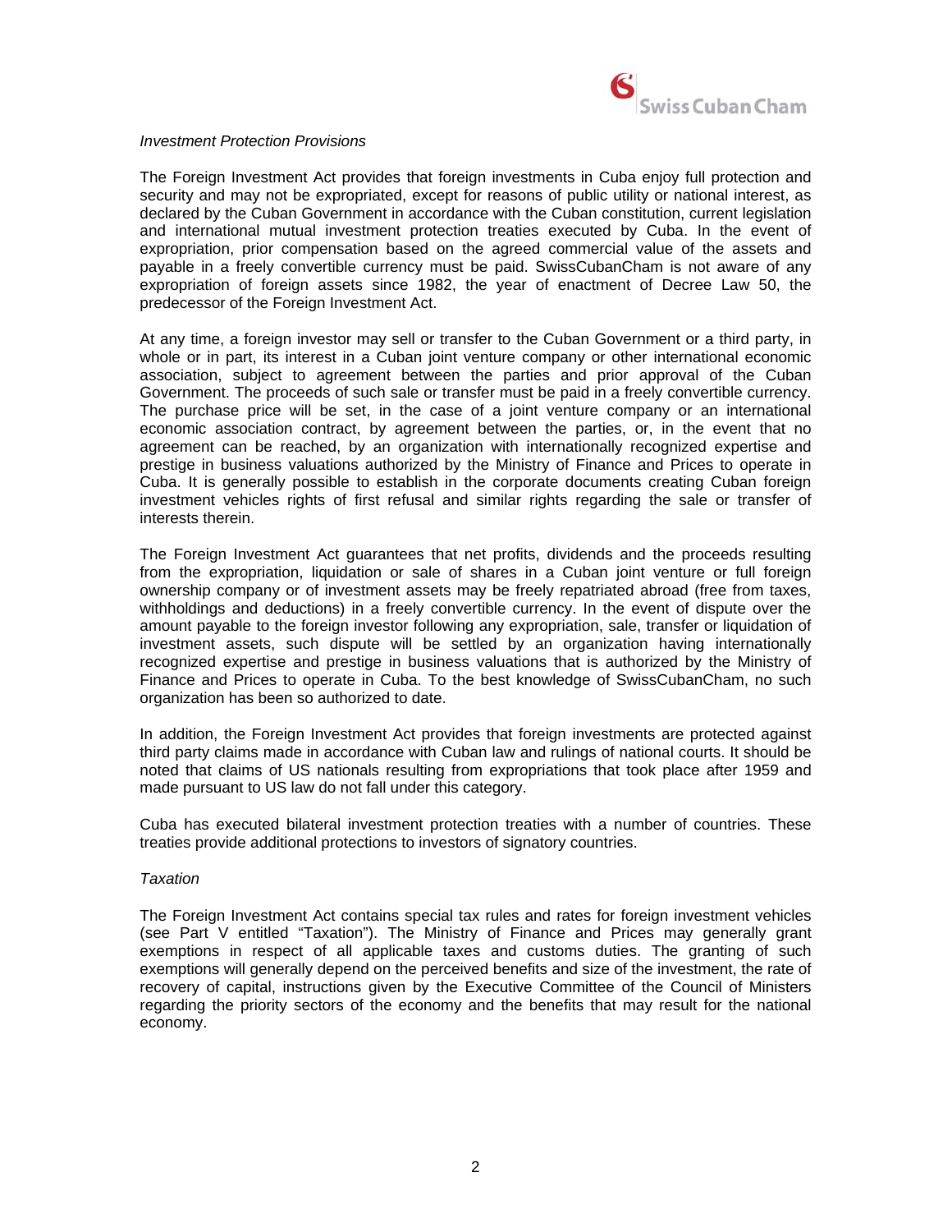*Investment Protection Provisions*

The Foreign Investment Act provides that foreign investments in Cuba enjoy full protection and security and may not be expropriated, except for reasons of public utility or national interest, as declared by the Cuban Government in accordance with the Cuban constitution, current legislation and international mutual investment protection treaties executed by Cuba. In the event of expropriation, prior compensation based on the agreed commercial value of the assets and payable in a freely convertible currency must be paid. SwissCubanCham is not aware of any expropriation of foreign assets since 1982, the year of enactment of Decree Law 50, the predecessor of the Foreign Investment Act.

At any time, a foreign investor may sell or transfer to the Cuban Government or a third party, in whole or in part, its interest in a Cuban joint venture company or other international economic association, subject to agreement between the parties and prior approval of the Cuban Government. The proceeds of such sale or transfer must be paid in a freely convertible currency. The purchase price will be set, in the case of a joint venture company or an international economic association contract, by agreement between the parties, or, in the event that no agreement can be reached, by an organization with internationally recognized expertise and prestige in business valuations authorized by the Ministry of Finance and Prices to operate in Cuba. It is generally possible to establish in the corporate documents creating Cuban foreign investment vehicles rights of first refusal and similar rights regarding the sale or transfer of interests therein.

The Foreign Investment Act guarantees that net profits, dividends and the proceeds resulting from the expropriation, liquidation or sale of shares in a Cuban joint venture or full foreign ownership company or of investment assets may be freely repatriated abroad (free from taxes, withholdings and deductions) in a freely convertible currency. In the event of dispute over the amount payable to the foreign investor following any expropriation, sale, transfer or liquidation of investment assets, such dispute will be settled by an organization having internationally recognized expertise and prestige in business valuations that is authorized by the Ministry of Finance and Prices to operate in Cuba. To the best knowledge of SwissCubanCham, no such organization has been so authorized to date.

In addition, the Foreign Investment Act provides that foreign investments are protected against third party claims made in accordance with Cuban law and rulings of national courts. It should be noted that claims of US nationals resulting from expropriations that took place after 1959 and made pursuant to US law do not fall under this category.

Cuba has executed bilateral investment protection treaties with a number of countries. These treaties provide additional protections to investors of signatory countries.

*Taxation*

The Foreign Investment Act contains special tax rules and rates for foreign investment vehicles (see Part V entitled "Taxation"). The Ministry of Finance and Prices may generally grant exemptions in respect of all applicable taxes and customs duties. The granting of such exemptions will generally depend on the perceived benefits and size of the investment, the rate of recovery of capital, instructions given by the Executive Committee of the Council of Ministers regarding the priority sectors of the economy and the benefits that may result for the national economy.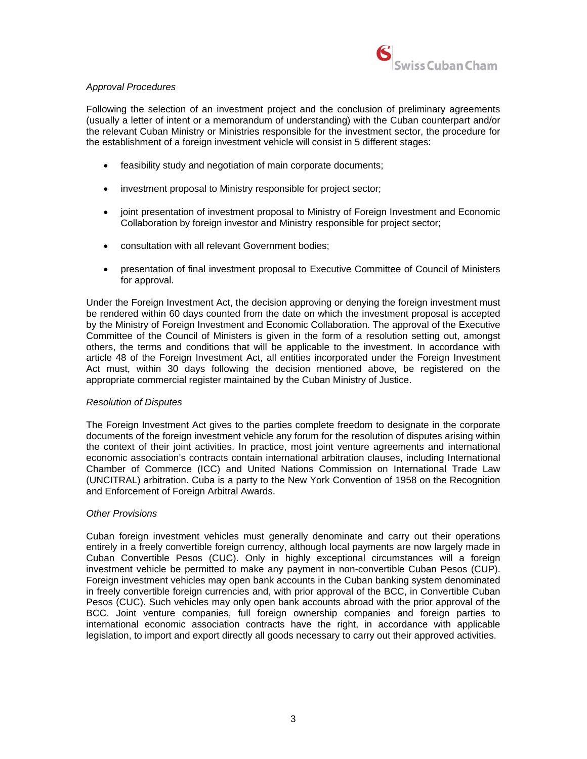*Approval Procedures*

Following the selection of an investment project and the conclusion of preliminary agreements (usually a letter of intent or a memorandum of understanding) with the Cuban counterpart and/or the relevant Cuban Ministry or Ministries responsible for the investment sector, the procedure for the establishment of a foreign investment vehicle will consist in 5 different stages:

- feasibility study and negotiation of main corporate documents;
- investment proposal to Ministry responsible for project sector;
- joint presentation of investment proposal to Ministry of Foreign Investment and Economic Collaboration by foreign investor and Ministry responsible for project sector;
- consultation with all relevant Government bodies;
- presentation of final investment proposal to Executive Committee of Council of Ministers for approval.

Under the Foreign Investment Act, the decision approving or denying the foreign investment must be rendered within 60 days counted from the date on which the investment proposal is accepted by the Ministry of Foreign Investment and Economic Collaboration. The approval of the Executive Committee of the Council of Ministers is given in the form of a resolution setting out, amongst others, the terms and conditions that will be applicable to the investment. In accordance with article 48 of the Foreign Investment Act, all entities incorporated under the Foreign Investment Act must, within 30 days following the decision mentioned above, be registered on the appropriate commercial register maintained by the Cuban Ministry of Justice.

*Resolution of Disputes*

The Foreign Investment Act gives to the parties complete freedom to designate in the corporate documents of the foreign investment vehicle any forum for the resolution of disputes arising within the context of their joint activities. In practice, most joint venture agreements and international economic association's contracts contain international arbitration clauses, including International Chamber of Commerce (ICC) and United Nations Commission on International Trade Law (UNCITRAL) arbitration. Cuba is a party to the New York Convention of 1958 on the Recognition and Enforcement of Foreign Arbitral Awards.

*Other Provisions*

Cuban foreign investment vehicles must generally denominate and carry out their operations entirely in a freely convertible foreign currency, although local payments are now largely made in Cuban Convertible Pesos (CUC). Only in highly exceptional circumstances will a foreign investment vehicle be permitted to make any payment in non-convertible Cuban Pesos (CUP). Foreign investment vehicles may open bank accounts in the Cuban banking system denominated in freely convertible foreign currencies and, with prior approval of the BCC, in Convertible Cuban Pesos (CUC). Such vehicles may only open bank accounts abroad with the prior approval of the BCC. Joint venture companies, full foreign ownership companies and foreign parties to international economic association contracts have the right, in accordance with applicable legislation, to import and export directly all goods necessary to carry out their approved activities.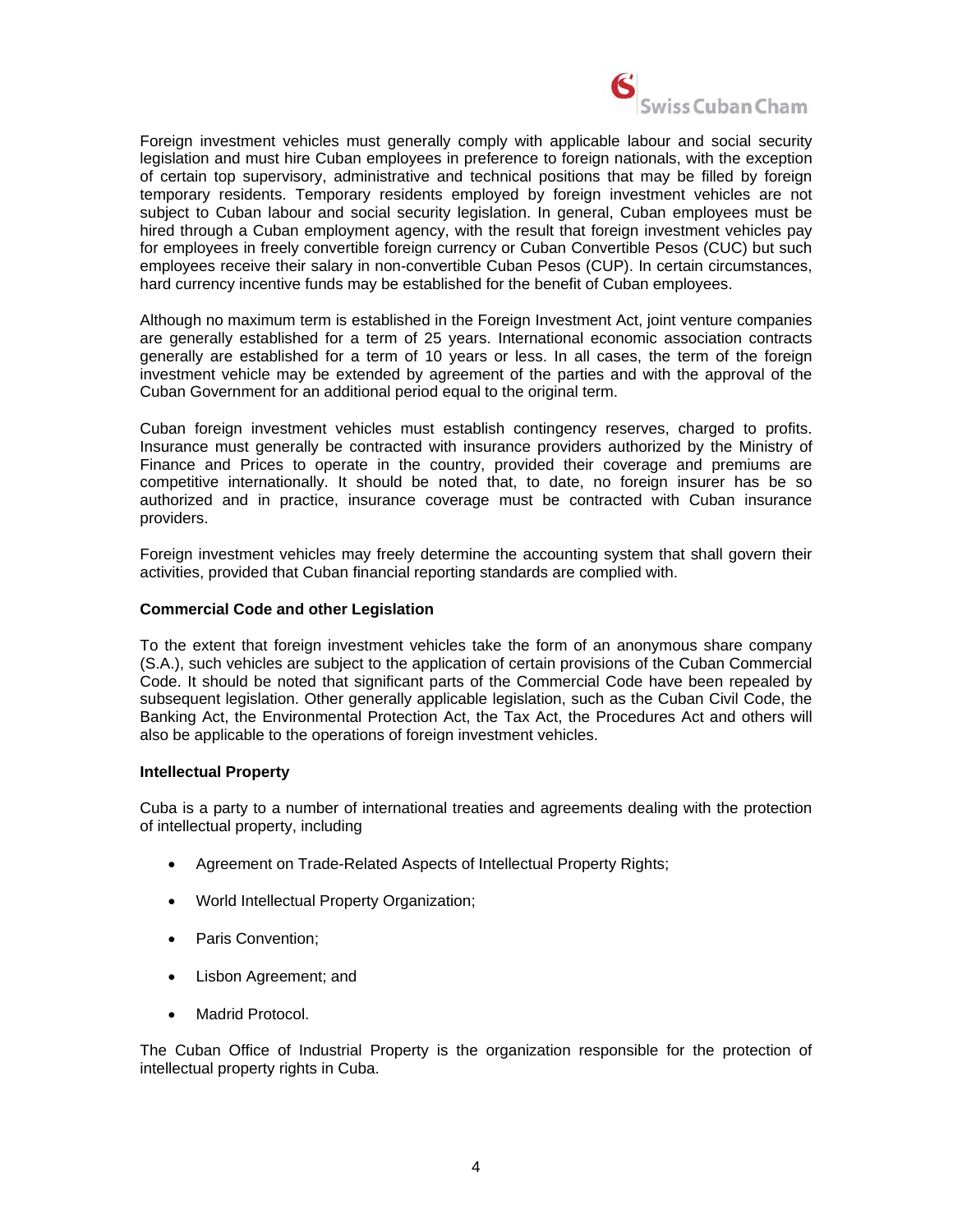Foreign investment vehicles must generally comply with applicable labour and social security legislation and must hire Cuban employees in preference to foreign nationals, with the exception of certain top supervisory, administrative and technical positions that may be filled by foreign temporary residents. Temporary residents employed by foreign investment vehicles are not subject to Cuban labour and social security legislation. In general, Cuban employees must be hired through a Cuban employment agency, with the result that foreign investment vehicles pay for employees in freely convertible foreign currency or Cuban Convertible Pesos (CUC) but such employees receive their salary in non-convertible Cuban Pesos (CUP). In certain circumstances, hard currency incentive funds may be established for the benefit of Cuban employees.

Although no maximum term is established in the Foreign Investment Act, joint venture companies are generally established for a term of 25 years. International economic association contracts generally are established for a term of 10 years or less. In all cases, the term of the foreign investment vehicle may be extended by agreement of the parties and with the approval of the Cuban Government for an additional period equal to the original term.

Cuban foreign investment vehicles must establish contingency reserves, charged to profits. Insurance must generally be contracted with insurance providers authorized by the Ministry of Finance and Prices to operate in the country, provided their coverage and premiums are competitive internationally. It should be noted that, to date, no foreign insurer has be so authorized and in practice, insurance coverage must be contracted with Cuban insurance providers.

Foreign investment vehicles may freely determine the accounting system that shall govern their activities, provided that Cuban financial reporting standards are complied with.

**Commercial Code and other Legislation**

To the extent that foreign investment vehicles take the form of an anonymous share company (S.A.), such vehicles are subject to the application of certain provisions of the Cuban Commercial Code. It should be noted that significant parts of the Commercial Code have been repealed by subsequent legislation. Other generally applicable legislation, such as the Cuban Civil Code, the Banking Act, the Environmental Protection Act, the Tax Act, the Procedures Act and others will also be applicable to the operations of foreign investment vehicles.

**Intellectual Property**

Cuba is a party to a number of international treaties and agreements dealing with the protection of intellectual property, including

- Agreement on Trade-Related Aspects of Intellectual Property Rights;
- World Intellectual Property Organization;
- Paris Convention;
- Lisbon Agreement; and
- Madrid Protocol.

The Cuban Office of Industrial Property is the organization responsible for the protection of intellectual property rights in Cuba.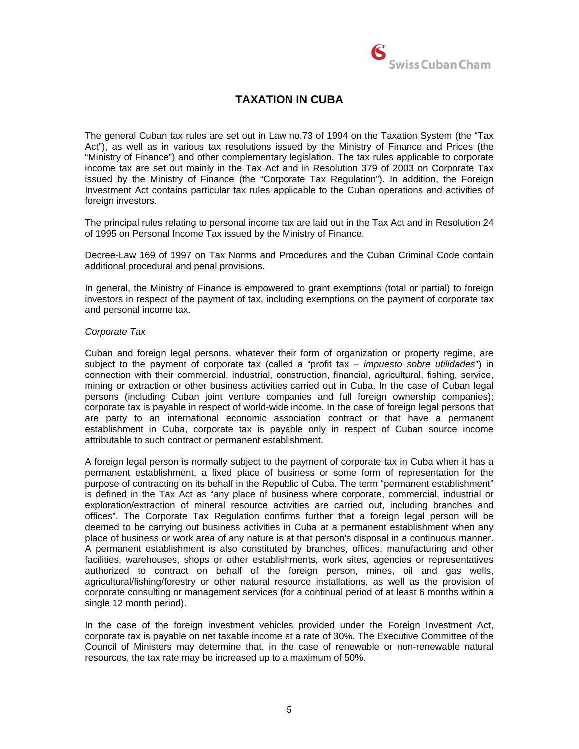## TAXATION IN CUBA

The general Cuban tax rules are set out in Law no.73 of 1994 on the Taxation System (the "Tax Act"), as well as in various tax resolutions issued by the Ministry of Finance and Prices (the "Ministry of Finance") and other complementary legislation. The tax rules applicable to corporate income tax are set out mainly in the Tax Act and in Resolution 379 of 2003 on Corporate Tax issued by the Ministry of Finance (the "Corporate Tax Regulation"). In addition, the Foreign Investment Act contains particular tax rules applicable to the Cuban operations and activities of foreign investors.

The principal rules relating to personal income tax are laid out in the Tax Act and in Resolution 24 of 1995 on Personal Income Tax issued by the Ministry of Finance.

Decree-Law 169 of 1997 on Tax Norms and Procedures and the Cuban Criminal Code contain additional procedural and penal provisions.

In general, the Ministry of Finance is empowered to grant exemptions (total or partial) to foreign investors in respect of the payment of tax, including exemptions on the payment of corporate tax and personal income tax.

*Corporate Tax*

Cuban and foreign legal persons, whatever their form of organization or property regime, are subject to the payment of corporate tax (called a "profit tax – *impuesto sobre utilidades*") in connection with their commercial, industrial, construction, financial, agricultural, fishing, service, mining or extraction or other business activities carried out in Cuba. In the case of Cuban legal persons (including Cuban joint venture companies and full foreign ownership companies); corporate tax is payable in respect of world-wide income. In the case of foreign legal persons that are party to an international economic association contract or that have a permanent establishment in Cuba, corporate tax is payable only in respect of Cuban source income attributable to such contract or permanent establishment.

A foreign legal person is normally subject to the payment of corporate tax in Cuba when it has a permanent establishment, a fixed place of business or some form of representation for the purpose of contracting on its behalf in the Republic of Cuba. The term "permanent establishment" is defined in the Tax Act as "any place of business where corporate, commercial, industrial or exploration/extraction of mineral resource activities are carried out, including branches and offices". The Corporate Tax Regulation confirms further that a foreign legal person will be deemed to be carrying out business activities in Cuba at a permanent establishment when any place of business or work area of any nature is at that person's disposal in a continuous manner. A permanent establishment is also constituted by branches, offices, manufacturing and other facilities, warehouses, shops or other establishments, work sites, agencies or representatives authorized to contract on behalf of the foreign person, mines, oil and gas wells, agricultural/fishing/forestry or other natural resource installations, as well as the provision of corporate consulting or management services (for a continual period of at least 6 months within a single 12 month period).

In the case of the foreign investment vehicles provided under the Foreign Investment Act, corporate tax is payable on net taxable income at a rate of 30%. The Executive Committee of the Council of Ministers may determine that, in the case of renewable or non-renewable natural resources, the tax rate may be increased up to a maximum of 50%.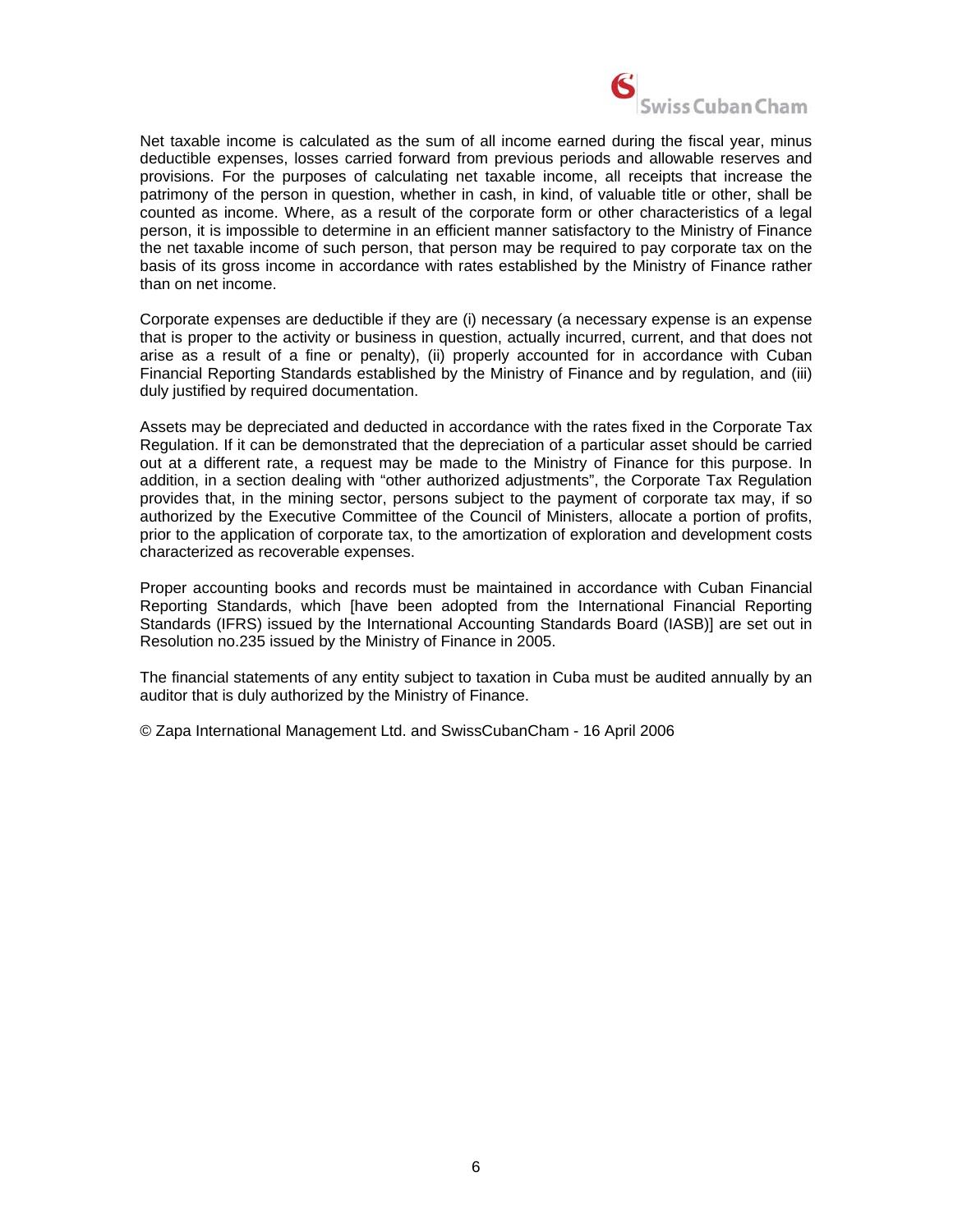Net taxable income is calculated as the sum of all income earned during the fiscal year, minus deductible expenses, losses carried forward from previous periods and allowable reserves and provisions. For the purposes of calculating net taxable income, all receipts that increase the patrimony of the person in question, whether in cash, in kind, of valuable title or other, shall be counted as income. Where, as a result of the corporate form or other characteristics of a legal person, it is impossible to determine in an efficient manner satisfactory to the Ministry of Finance the net taxable income of such person, that person may be required to pay corporate tax on the basis of its gross income in accordance with rates established by the Ministry of Finance rather than on net income.

Corporate expenses are deductible if they are (i) necessary (a necessary expense is an expense that is proper to the activity or business in question, actually incurred, current, and that does not arise as a result of a fine or penalty), (ii) properly accounted for in accordance with Cuban Financial Reporting Standards established by the Ministry of Finance and by regulation, and (iii) duly justified by required documentation.

Assets may be depreciated and deducted in accordance with the rates fixed in the Corporate Tax Regulation. If it can be demonstrated that the depreciation of a particular asset should be carried out at a different rate, a request may be made to the Ministry of Finance for this purpose. In addition, in a section dealing with "other authorized adjustments", the Corporate Tax Regulation provides that, in the mining sector, persons subject to the payment of corporate tax may, if so authorized by the Executive Committee of the Council of Ministers, allocate a portion of profits, prior to the application of corporate tax, to the amortization of exploration and development costs characterized as recoverable expenses.

Proper accounting books and records must be maintained in accordance with Cuban Financial Reporting Standards, which [have been adopted from the International Financial Reporting Standards (IFRS) issued by the International Accounting Standards Board (IASB)] are set out in Resolution no.235 issued by the Ministry of Finance in 2005.

The financial statements of any entity subject to taxation in Cuba must be audited annually by an auditor that is duly authorized by the Ministry of Finance.

© Zapa International Management Ltd. and SwissCubanCham - 16 April 2006